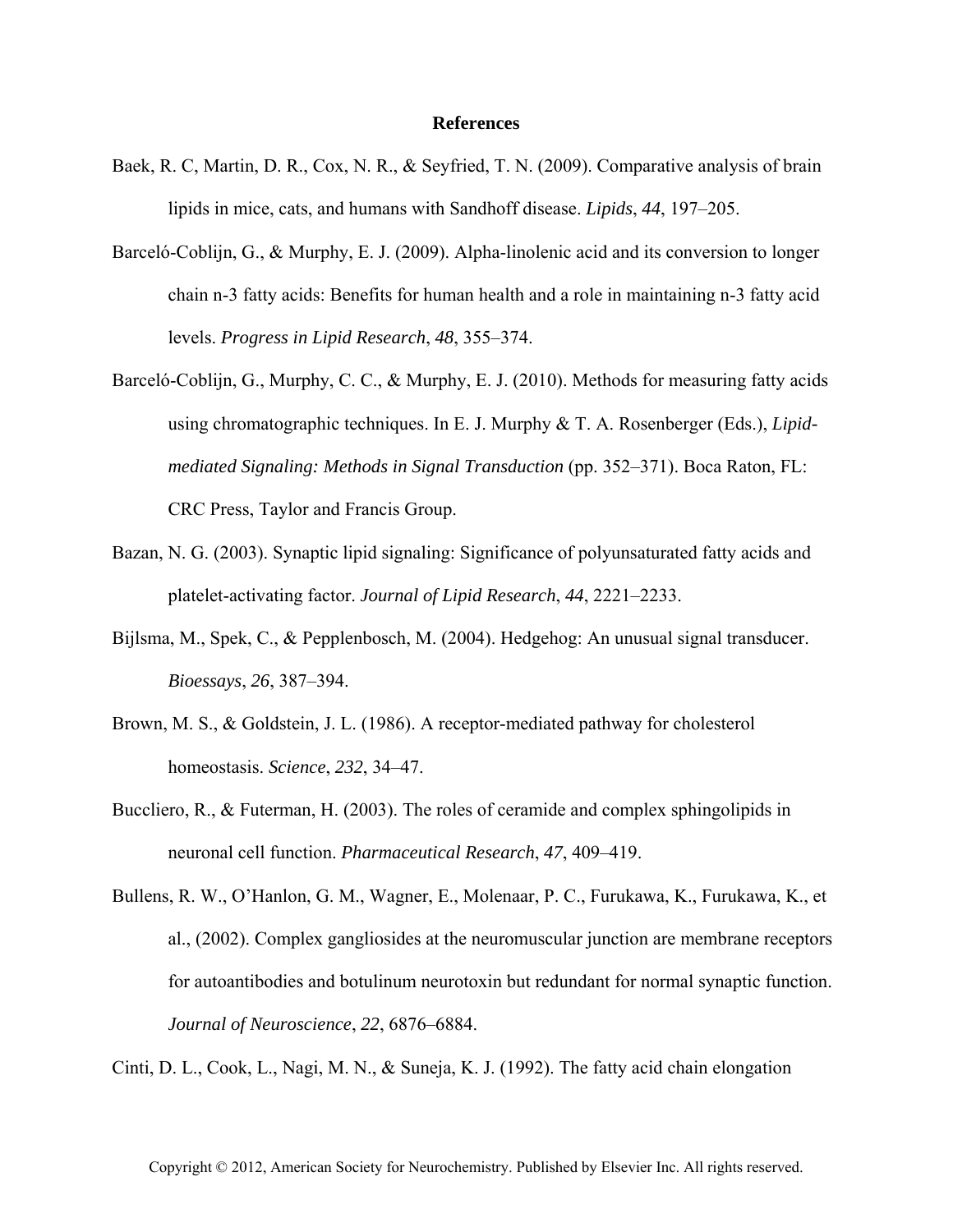# References

Baek, R. C, Martin, D. R., Cox, N. R., & Seyfried, T. N. (2009). Comparative analysis of brain lipids in mice, cats, and humans with Sandhoff disease. *Lipids*, *44*, 197–205.

Barceló-Coblijn, G., & Murphy, E. J. (2009). Alpha-linolenic acid and its conversion to longer chain n-3 fatty acids: Benefits for human health and a role in maintaining n-3 fatty acid levels. *Progress in Lipid Research*, *48*, 355–374.

Barceló-Coblijn, G., Murphy, C. C., & Murphy, E. J. (2010). Methods for measuring fatty acids using chromatographic techniques. In E. J. Murphy & T. A. Rosenberger (Eds.), *Lipid-mediated Signaling: Methods in Signal Transduction* (pp. 352–371). Boca Raton, FL: CRC Press, Taylor and Francis Group.

Bazan, N. G. (2003). Synaptic lipid signaling: Significance of polyunsaturated fatty acids and platelet-activating factor. *Journal of Lipid Research*, *44*, 2221–2233.

Bijlsma, M., Spek, C., & Pepplenbosch, M. (2004). Hedgehog: An unusual signal transducer. *Bioessays*, *26*, 387–394.

Brown, M. S., & Goldstein, J. L. (1986). A receptor-mediated pathway for cholesterol homeostasis. *Science*, *232*, 34–47.

Buccliero, R., & Futerman, H. (2003). The roles of ceramide and complex sphingolipids in neuronal cell function. *Pharmaceutical Research*, *47*, 409–419.

Bullens, R. W., O'Hanlon, G. M., Wagner, E., Molenaar, P. C., Furukawa, K., Furukawa, K., et al., (2002). Complex gangliosides at the neuromuscular junction are membrane receptors for autoantibodies and botulinum neurotoxin but redundant for normal synaptic function. *Journal of Neuroscience*, *22*, 6876–6884.

Cinti, D. L., Cook, L., Nagi, M. N., & Suneja, K. J. (1992). The fatty acid chain elongation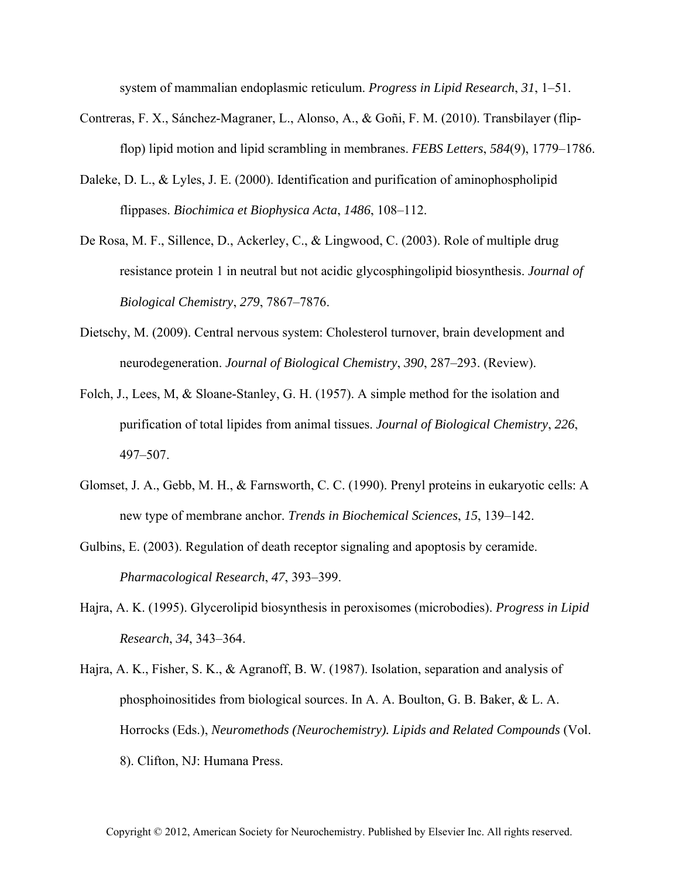system of mammalian endoplasmic reticulum. *Progress in Lipid Research*, *31*, 1–51.

Contreras, F. X., Sánchez-Magraner, L., Alonso, A., & Goñi, F. M. (2010). Transbilayer (flip-flop) lipid motion and lipid scrambling in membranes. *FEBS Letters*, *584*(9), 1779–1786.

Daleke, D. L., & Lyles, J. E. (2000). Identification and purification of aminophospholipid flippases. *Biochimica et Biophysica Acta*, *1486*, 108–112.

De Rosa, M. F., Sillence, D., Ackerley, C., & Lingwood, C. (2003). Role of multiple drug resistance protein 1 in neutral but not acidic glycosphingolipid biosynthesis. *Journal of Biological Chemistry*, *279*, 7867–7876.

Dietschy, M. (2009). Central nervous system: Cholesterol turnover, brain development and neurodegeneration. *Journal of Biological Chemistry*, *390*, 287–293. (Review).

Folch, J., Lees, M, & Sloane-Stanley, G. H. (1957). A simple method for the isolation and purification of total lipides from animal tissues. *Journal of Biological Chemistry*, *226*, 497–507.

Glomset, J. A., Gebb, M. H., & Farnsworth, C. C. (1990). Prenyl proteins in eukaryotic cells: A new type of membrane anchor. *Trends in Biochemical Sciences*, *15*, 139–142.

Gulbins, E. (2003). Regulation of death receptor signaling and apoptosis by ceramide. *Pharmacological Research*, *47*, 393–399.

Hajra, A. K. (1995). Glycerolipid biosynthesis in peroxisomes (microbodies). *Progress in Lipid Research*, *34*, 343–364.

Hajra, A. K., Fisher, S. K., & Agranoff, B. W. (1987). Isolation, separation and analysis of phosphoinositides from biological sources. In A. A. Boulton, G. B. Baker, & L. A. Horrocks (Eds.), *Neuromethods (Neurochemistry). Lipids and Related Compounds* (Vol. 8). Clifton, NJ: Humana Press.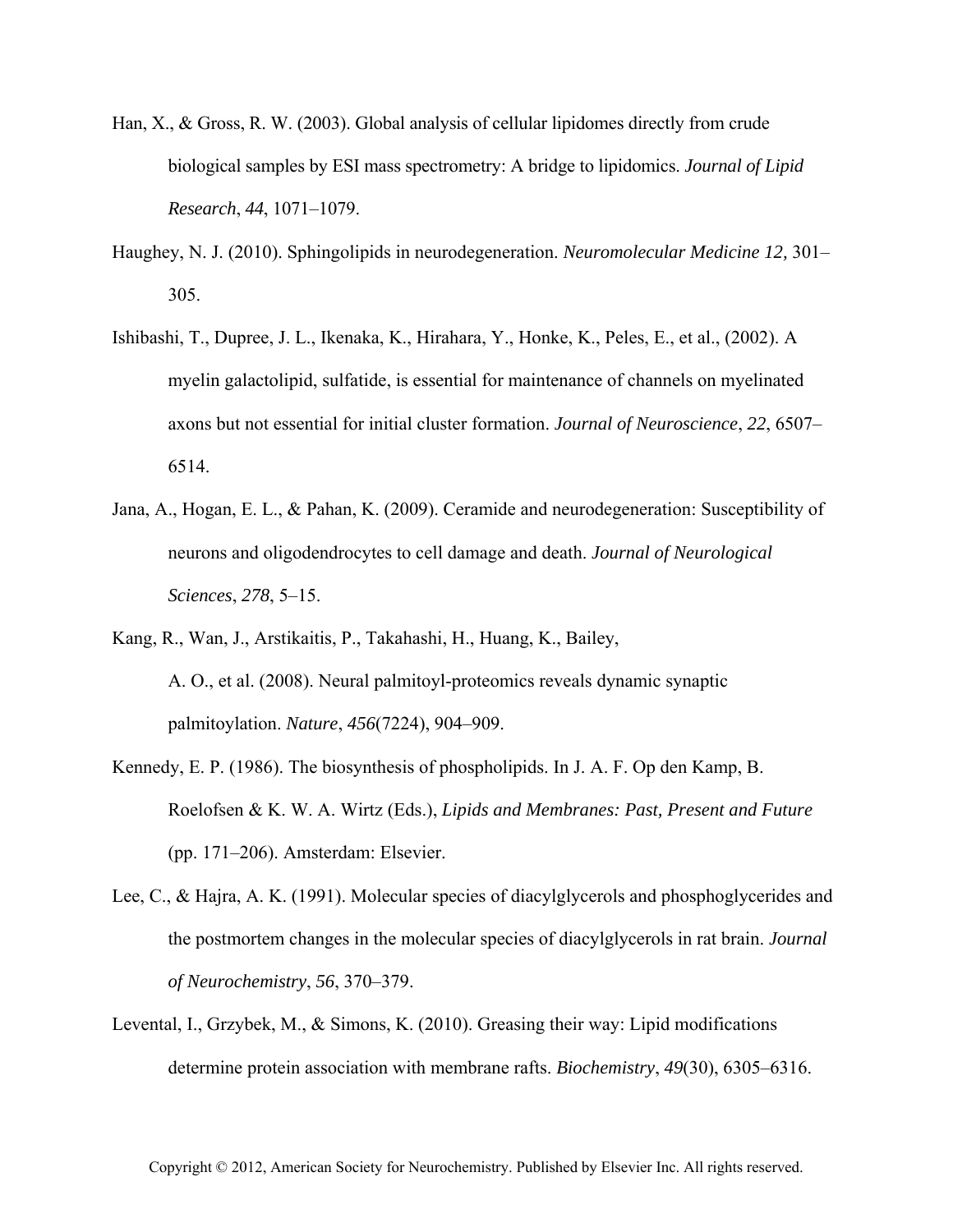Han, X., & Gross, R. W. (2003). Global analysis of cellular lipidomes directly from crude biological samples by ESI mass spectrometry: A bridge to lipidomics. *Journal of Lipid Research*, *44*, 1071–1079.

Haughey, N. J. (2010). Sphingolipids in neurodegeneration. *Neuromolecular Medicine 12,* 301–305.

Ishibashi, T., Dupree, J. L., Ikenaka, K., Hirahara, Y., Honke, K., Peles, E., et al., (2002). A myelin galactolipid, sulfatide, is essential for maintenance of channels on myelinated axons but not essential for initial cluster formation. *Journal of Neuroscience*, *22*, 6507–6514.

Jana, A., Hogan, E. L., & Pahan, K. (2009). Ceramide and neurodegeneration: Susceptibility of neurons and oligodendrocytes to cell damage and death. *Journal of Neurological Sciences*, *278*, 5–15.

Kang, R., Wan, J., Arstikaitis, P., Takahashi, H., Huang, K., Bailey, A. O., et al. (2008). Neural palmitoyl-proteomics reveals dynamic synaptic palmitoylation. *Nature*, *456*(7224), 904–909.

Kennedy, E. P. (1986). The biosynthesis of phospholipids. In J. A. F. Op den Kamp, B. Roelofsen & K. W. A. Wirtz (Eds.), *Lipids and Membranes: Past, Present and Future* (pp. 171–206). Amsterdam: Elsevier.

Lee, C., & Hajra, A. K. (1991). Molecular species of diacylglycerols and phosphoglycerides and the postmortem changes in the molecular species of diacylglycerols in rat brain. *Journal of Neurochemistry*, *56*, 370–379.

Levental, I., Grzybek, M., & Simons, K. (2010). Greasing their way: Lipid modifications determine protein association with membrane rafts. *Biochemistry*, *49*(30), 6305–6316.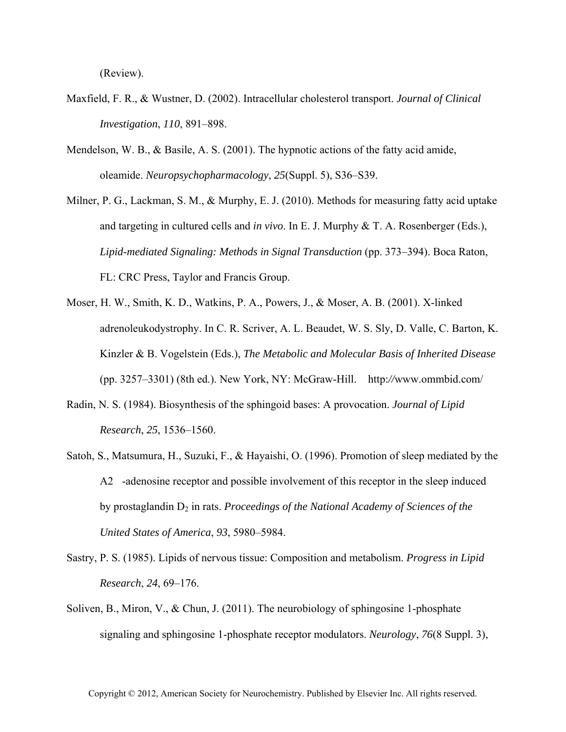(Review).

Maxfield, F. R., & Wustner, D. (2002). Intracellular cholesterol transport. *Journal of Clinical Investigation*, *110*, 891–898.

Mendelson, W. B., & Basile, A. S. (2001). The hypnotic actions of the fatty acid amide, oleamide. *Neuropsychopharmacology*, *25*(Suppl. 5), S36–S39.

Milner, P. G., Lackman, S. M., & Murphy, E. J. (2010). Methods for measuring fatty acid uptake and targeting in cultured cells and *in vivo*. In E. J. Murphy & T. A. Rosenberger (Eds.), *Lipid-mediated Signaling: Methods in Signal Transduction* (pp. 373–394). Boca Raton, FL: CRC Press, Taylor and Francis Group.

Moser, H. W., Smith, K. D., Watkins, P. A., Powers, J., & Moser, A. B. (2001). X-linked adrenoleukodystrophy. In C. R. Scriver, A. L. Beaudet, W. S. Sly, D. Valle, C. Barton, K. Kinzler & B. Vogelstein (Eds.), *The Metabolic and Molecular Basis of Inherited Disease* (pp. 3257–3301) (8th ed.). New York, NY: McGraw-Hill. http://www.ommbid.com/

Radin, N. S. (1984). Biosynthesis of the sphingoid bases: A provocation. *Journal of Lipid Research*, *25*, 1536–1560.

Satoh, S., Matsumura, H., Suzuki, F., & Hayaishi, O. (1996). Promotion of sleep mediated by the A2 -adenosine receptor and possible involvement of this receptor in the sleep induced by prostaglandin $D_2$ in rats. *Proceedings of the National Academy of Sciences of the United States of America*, *93*, 5980–5984.

Sastry, P. S. (1985). Lipids of nervous tissue: Composition and metabolism. *Progress in Lipid Research*, *24*, 69–176.

Soliven, B., Miron, V., & Chun, J. (2011). The neurobiology of sphingosine 1-phosphate signaling and sphingosine 1-phosphate receptor modulators. *Neurology*, *76*(8 Suppl. 3),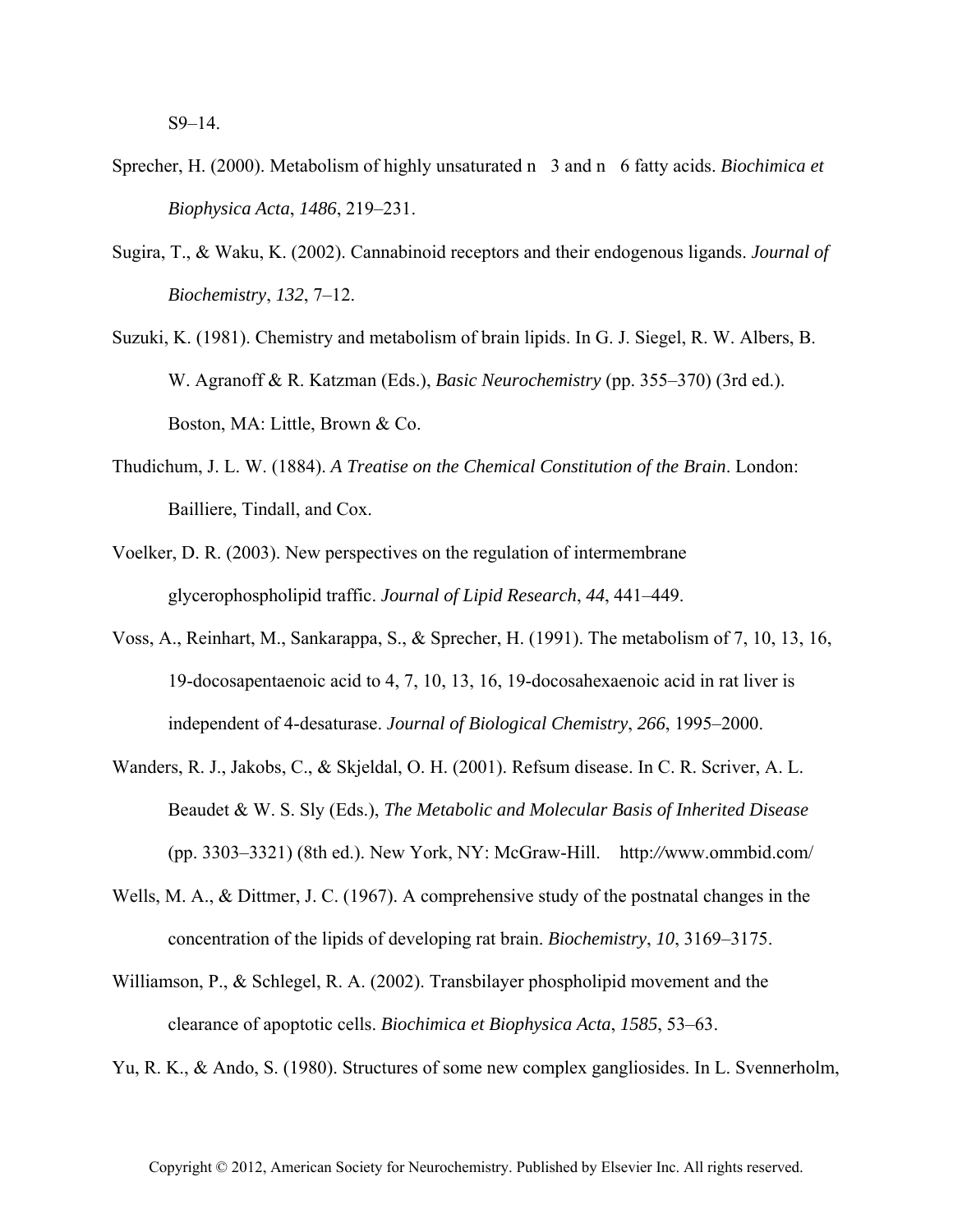S9–14.

Sprecher, H. (2000). Metabolism of highly unsaturated n 3 and n 6 fatty acids. *Biochimica et Biophysica Acta*, *1486*, 219–231.

Sugira, T., & Waku, K. (2002). Cannabinoid receptors and their endogenous ligands. *Journal of Biochemistry*, *132*, 7–12.

Suzuki, K. (1981). Chemistry and metabolism of brain lipids. In G. J. Siegel, R. W. Albers, B. W. Agranoff & R. Katzman (Eds.), *Basic Neurochemistry* (pp. 355–370) (3rd ed.). Boston, MA: Little, Brown & Co.

Thudichum, J. L. W. (1884). *A Treatise on the Chemical Constitution of the Brain*. London: Bailliere, Tindall, and Cox.

Voelker, D. R. (2003). New perspectives on the regulation of intermembrane glycerophospholipid traffic. *Journal of Lipid Research*, *44*, 441–449.

Voss, A., Reinhart, M., Sankarappa, S., & Sprecher, H. (1991). The metabolism of 7, 10, 13, 16, 19-docosapentaenoic acid to 4, 7, 10, 13, 16, 19-docosahexaenoic acid in rat liver is independent of 4-desaturase. *Journal of Biological Chemistry*, *266*, 1995–2000.

Wanders, R. J., Jakobs, C., & Skjeldal, O. H. (2001). Refsum disease. In C. R. Scriver, A. L. Beaudet & W. S. Sly (Eds.), *The Metabolic and Molecular Basis of Inherited Disease* (pp. 3303–3321) (8th ed.). New York, NY: McGraw-Hill. http://www.ommbid.com/

Wells, M. A., & Dittmer, J. C. (1967). A comprehensive study of the postnatal changes in the concentration of the lipids of developing rat brain. *Biochemistry*, *10*, 3169–3175.

Williamson, P., & Schlegel, R. A. (2002). Transbilayer phospholipid movement and the clearance of apoptotic cells. *Biochimica et Biophysica Acta*, *1585*, 53–63.

Yu, R. K., & Ando, S. (1980). Structures of some new complex gangliosides. In L. Svennerholm,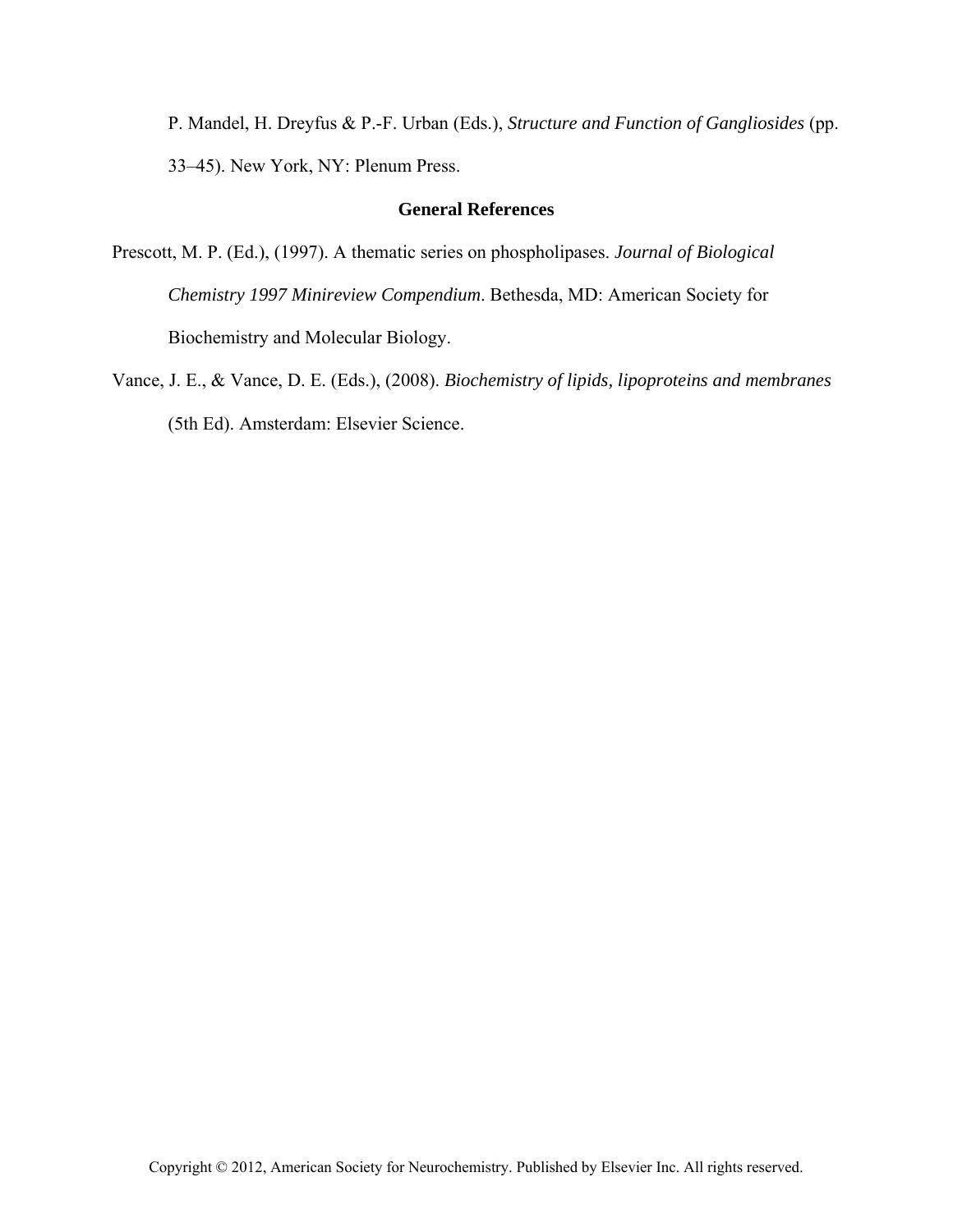P. Mandel, H. Dreyfus & P.-F. Urban (Eds.), *Structure and Function of Gangliosides* (pp. 33–45). New York, NY: Plenum Press.

## General References

Prescott, M. P. (Ed.), (1997). A thematic series on phospholipases. *Journal of Biological Chemistry 1997 Minireview Compendium*. Bethesda, MD: American Society for Biochemistry and Molecular Biology.

Vance, J. E., & Vance, D. E. (Eds.), (2008). *Biochemistry of lipids, lipoproteins and membranes* (5th Ed). Amsterdam: Elsevier Science.

Copyright © 2012, American Society for Neurochemistry. Published by Elsevier Inc. All rights reserved.